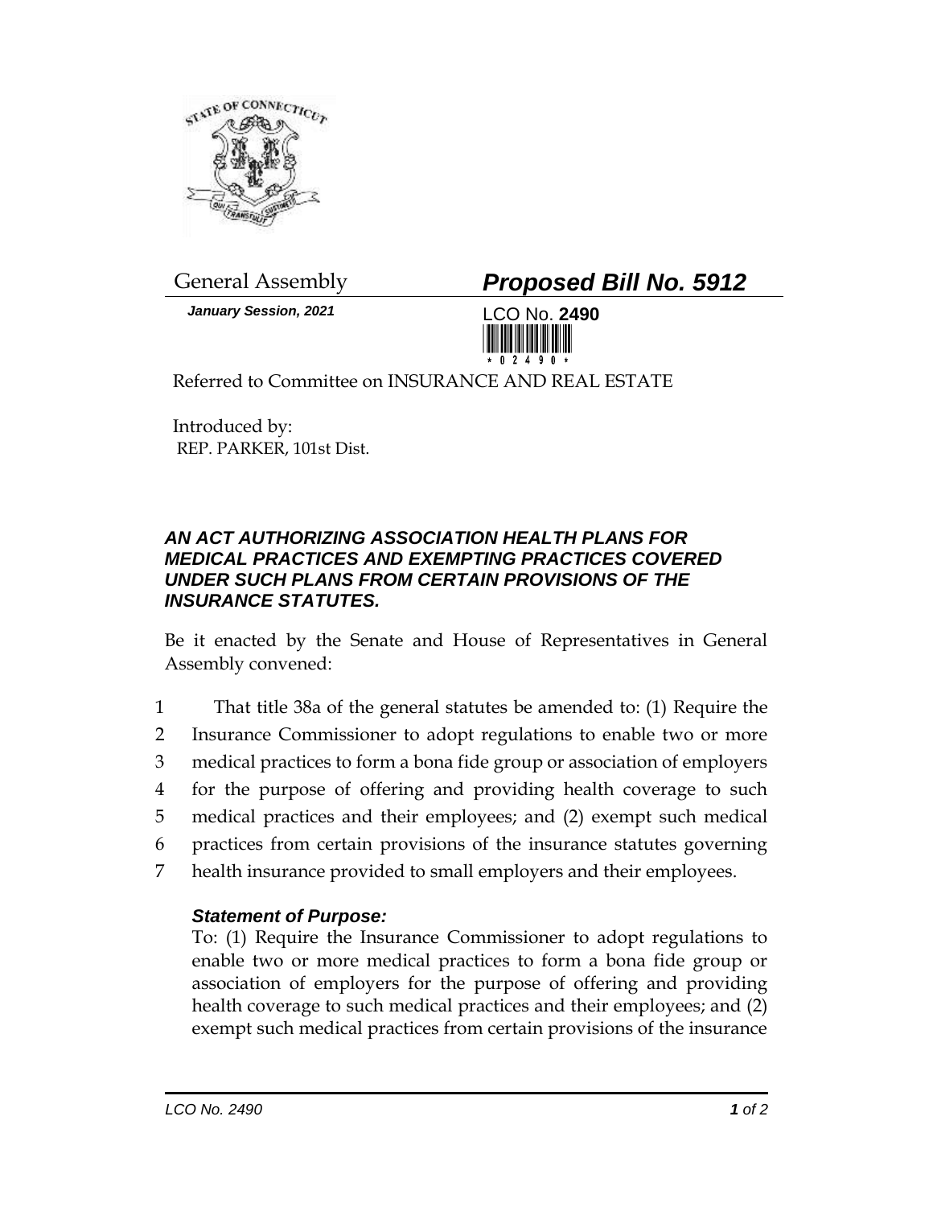General Assembly

# *Proposed Bill No. 5912*

***January Session, 2021***

LCO No. **2490**

Referred to Committee on INSURANCE AND REAL ESTATE

Introduced by:
REP. PARKER, 101st Dist.

## *AN ACT AUTHORIZING ASSOCIATION HEALTH PLANS FOR MEDICAL PRACTICES AND EXEMPTING PRACTICES COVERED UNDER SUCH PLANS FROM CERTAIN PROVISIONS OF THE INSURANCE STATUTES.*

Be it enacted by the Senate and House of Representatives in General Assembly convened:

1 That title 38a of the general statutes be amended to: (1) Require the
2 Insurance Commissioner to adopt regulations to enable two or more
3 medical practices to form a bona fide group or association of employers
4 for the purpose of offering and providing health coverage to such
5 medical practices and their employees; and (2) exempt such medical
6 practices from certain provisions of the insurance statutes governing
7 health insurance provided to small employers and their employees.

### *Statement of Purpose:*

To: (1) Require the Insurance Commissioner to adopt regulations to enable two or more medical practices to form a bona fide group or association of employers for the purpose of offering and providing health coverage to such medical practices and their employees; and (2) exempt such medical practices from certain provisions of the insurance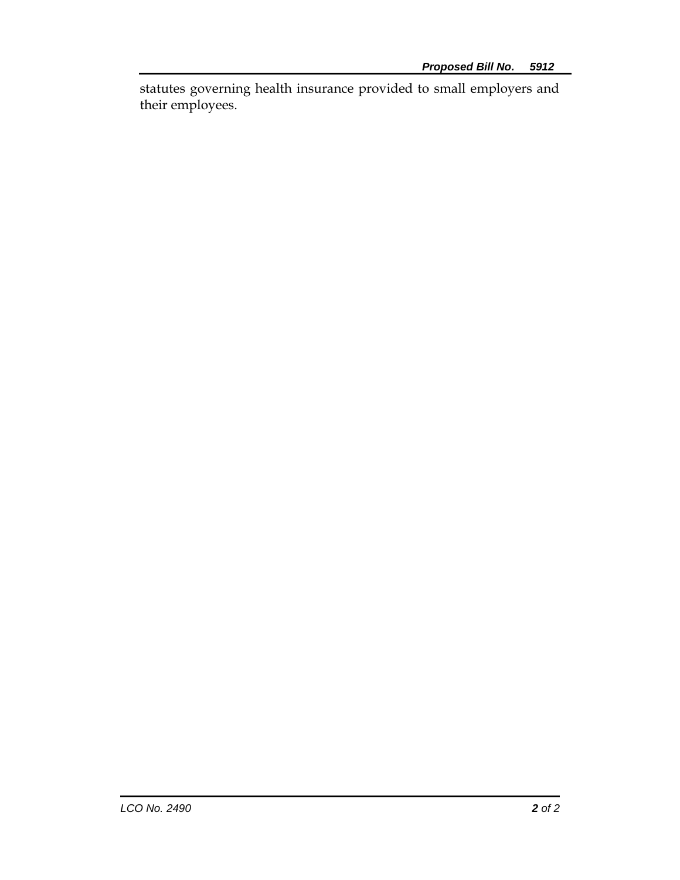statutes governing health insurance provided to small employers and their employees.